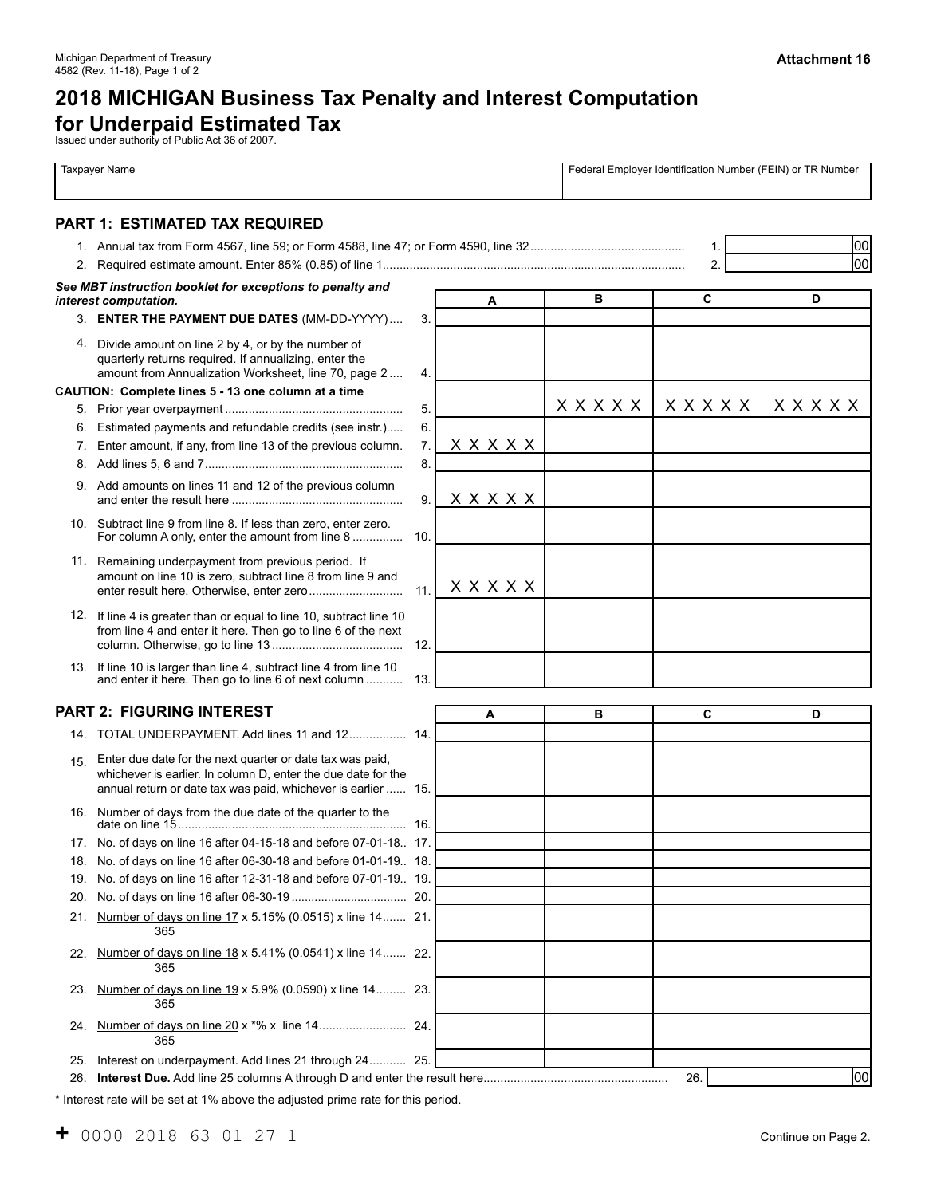Michigan Department of Treasury
4582 (Rev. 11-18), Page 1 of 2

**Attachment 16**

# 2018 MICHIGAN Business Tax Penalty and Interest Computation for Underpaid Estimated Tax

Issued under authority of Public Act 36 of 2007.

| Taxpayer Name | Federal Employer Identification Number (FEIN) or TR Number |
|---|---|
| | |

## PART 1: ESTIMATED TAX REQUIRED

1. Annual tax from Form 4567, line 59; or Form 4588, line 47; or Form 4590, line 32 ............ 1. ______ 00
2. Required estimate amount. Enter 85% (0.85) of line 1 ............ 2. ______ 00

***See MBT instruction booklet for exceptions to penalty and interest computation.***

| | | A | B | C | D |
|---|---|---|---|---|---|
| 3. **ENTER THE PAYMENT DUE DATES** (MM-DD-YYYY) | 3. | | | | |
| 4. Divide amount on line 2 by 4, or by the number of quarterly returns required. If annualizing, enter the amount from Annualization Worksheet, line 70, page 2 | 4. | | | | |
| **CAUTION: Complete lines 5 - 13 one column at a time** | | | | | |
| 5. Prior year overpayment | 5. | | X X X X X | X X X X X | X X X X X |
| 6. Estimated payments and refundable credits (see instr.) | 6. | | | | |
| 7. Enter amount, if any, from line 13 of the previous column. | 7. | X X X X X | | | |
| 8. Add lines 5, 6 and 7 | 8. | | | | |
| 9. Add amounts on lines 11 and 12 of the previous column and enter the result here | 9. | X X X X X | | | |
| 10. Subtract line 9 from line 8. If less than zero, enter zero. For column A only, enter the amount from line 8 | 10. | | | | |
| 11. Remaining underpayment from previous period. If amount on line 10 is zero, subtract line 8 from line 9 and enter result here. Otherwise, enter zero | 11. | X X X X X | | | |
| 12. If line 4 is greater than or equal to line 10, subtract line 10 from line 4 and enter it here. Then go to line 6 of the next column. Otherwise, go to line 13 | 12. | | | | |
| 13. If line 10 is larger than line 4, subtract line 4 from line 10 and enter it here. Then go to line 6 of next column | 13. | | | | |

## PART 2: FIGURING INTEREST

| | | A | B | C | D |
|---|---|---|---|---|---|
| 14. TOTAL UNDERPAYMENT. Add lines 11 and 12 | 14. | | | | |
| 15. Enter due date for the next quarter or date tax was paid, whichever is earlier. In column D, enter the due date for the annual return or date tax was paid, whichever is earlier | 15. | | | | |
| 16. Number of days from the due date of the quarter to the date on line 15 | 16. | | | | |
| 17. No. of days on line 16 after 04-15-18 and before 07-01-18 | 17. | | | | |
| 18. No. of days on line 16 after 06-30-18 and before 01-01-19 | 18. | | | | |
| 19. No. of days on line 16 after 12-31-18 and before 07-01-19 | 19. | | | | |
| 20. No. of days on line 16 after 06-30-19 | 20. | | | | |
| 21. $\frac{\text{Number of days on line 17}}{365}$ x 5.15% (0.0515) x line 14 | 21. | | | | |
| 22. $\frac{\text{Number of days on line 18}}{365}$ x 5.41% (0.0541) x line 14 | 22. | | | | |
| 23. $\frac{\text{Number of days on line 19}}{365}$ x 5.9% (0.0590) x line 14 | 23. | | | | |
| 24. $\frac{\text{Number of days on line 20}}{365}$ x *% x line 14 | 24. | | | | |
| 25. Interest on underpayment. Add lines 21 through 24 | 25. | | | | |

26. **Interest Due.** Add line 25 columns A through D and enter the result here ............ 26. ______ 00

\* Interest rate will be set at 1% above the adjusted prime rate for this period.

+ 0000 2018 63 01 27 1

Continue on Page 2.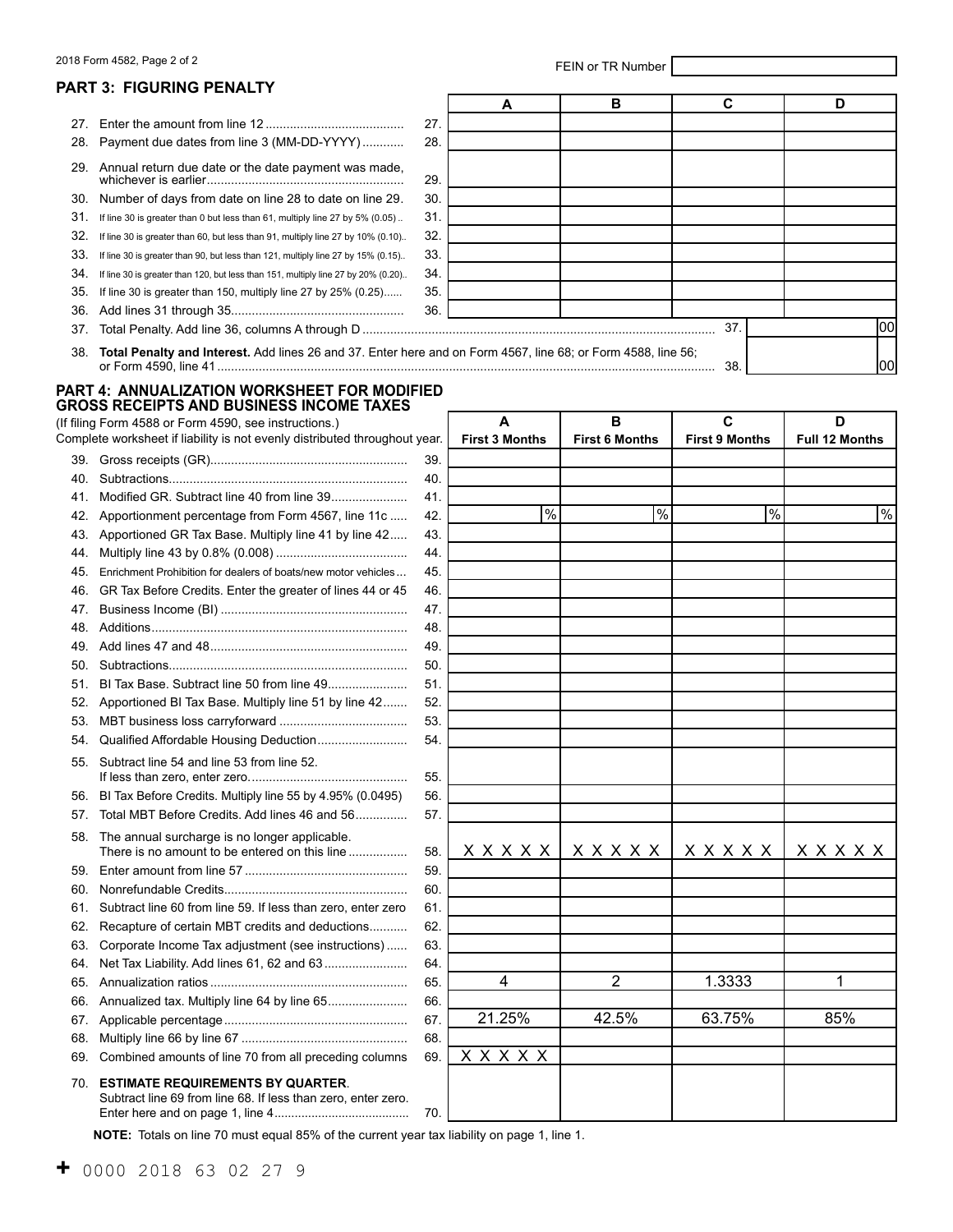2018 Form 4582, Page 2 of 2

FEIN or TR Number

## PART 3: FIGURING PENALTY

| | | A | B | C | D |
|---|---|---|---|---|---|
| 27. Enter the amount from line 12 | 27. | | | | |
| 28. Payment due dates from line 3 (MM-DD-YYYY) | 28. | | | | |
| 29. Annual return due date or the date payment was made, whichever is earlier | 29. | | | | |
| 30. Number of days from date on line 28 to date on line 29. | 30. | | | | |
| 31. If line 30 is greater than 0 but less than 61, multiply line 27 by 5% (0.05) | 31. | | | | |
| 32. If line 30 is greater than 60, but less than 91, multiply line 27 by 10% (0.10) | 32. | | | | |
| 33. If line 30 is greater than 90, but less than 121, multiply line 27 by 15% (0.15) | 33. | | | | |
| 34. If line 30 is greater than 120, but less than 151, multiply line 27 by 20% (0.20) | 34. | | | | |
| 35. If line 30 is greater than 150, multiply line 27 by 25% (0.25) | 35. | | | | |
| 36. Add lines 31 through 35 | 36. | | | | |

37. Total Penalty. Add line 36, columns A through D ............ 37. ____ 00

38. **Total Penalty and Interest.** Add lines 26 and 37. Enter here and on Form 4567, line 68; or Form 4588, line 56; or Form 4590, line 41 ............ 38. ____ 00

## PART 4: ANNUALIZATION WORKSHEET FOR MODIFIED GROSS RECEIPTS AND BUSINESS INCOME TAXES

(If filing Form 4588 or Form 4590, see instructions.)
Complete worksheet if liability is not evenly distributed throughout year.

| | | A<br>First 3 Months | B<br>First 6 Months | C<br>First 9 Months | D<br>Full 12 Months |
|---|---|---|---|---|---|
| 39. Gross receipts (GR) | 39. | | | | |
| 40. Subtractions | 40. | | | | |
| 41. Modified GR. Subtract line 40 from line 39 | 41. | | | | |
| 42. Apportionment percentage from Form 4567, line 11c | 42. | % | % | % | % |
| 43. Apportioned GR Tax Base. Multiply line 41 by line 42 | 43. | | | | |
| 44. Multiply line 43 by 0.8% (0.008) | 44. | | | | |
| 45. Enrichment Prohibition for dealers of boats/new motor vehicles | 45. | | | | |
| 46. GR Tax Before Credits. Enter the greater of lines 44 or 45 | 46. | | | | |
| 47. Business Income (BI) | 47. | | | | |
| 48. Additions | 48. | | | | |
| 49. Add lines 47 and 48 | 49. | | | | |
| 50. Subtractions | 50. | | | | |
| 51. BI Tax Base. Subtract line 50 from line 49 | 51. | | | | |
| 52. Apportioned BI Tax Base. Multiply line 51 by line 42 | 52. | | | | |
| 53. MBT business loss carryforward | 53. | | | | |
| 54. Qualified Affordable Housing Deduction | 54. | | | | |
| 55. Subtract line 54 and line 53 from line 52. If less than zero, enter zero | 55. | | | | |
| 56. BI Tax Before Credits. Multiply line 55 by 4.95% (0.0495) | 56. | | | | |
| 57. Total MBT Before Credits. Add lines 46 and 56 | 57. | | | | |
| 58. The annual surcharge is no longer applicable. There is no amount to be entered on this line | 58. | X X X X X | X X X X X | X X X X X | X X X X X |
| 59. Enter amount from line 57 | 59. | | | | |
| 60. Nonrefundable Credits | 60. | | | | |
| 61. Subtract line 60 from line 59. If less than zero, enter zero | 61. | | | | |
| 62. Recapture of certain MBT credits and deductions | 62. | | | | |
| 63. Corporate Income Tax adjustment (see instructions) | 63. | | | | |
| 64. Net Tax Liability. Add lines 61, 62 and 63 | 64. | | | | |
| 65. Annualization ratios | 65. | 4 | 2 | 1.3333 | 1 |
| 66. Annualized tax. Multiply line 64 by line 65 | 66. | | | | |
| 67. Applicable percentage | 67. | 21.25% | 42.5% | 63.75% | 85% |
| 68. Multiply line 66 by line 67 | 68. | | | | |
| 69. Combined amounts of line 70 from all preceding columns | 69. | X X X X X | | | |
| 70. **ESTIMATE REQUIREMENTS BY QUARTER**. Subtract line 69 from line 68. If less than zero, enter zero. Enter here and on page 1, line 4 | 70. | | | | |

**NOTE:** Totals on line 70 must equal 85% of the current year tax liability on page 1, line 1.

+ 0000 2018 63 02 27 9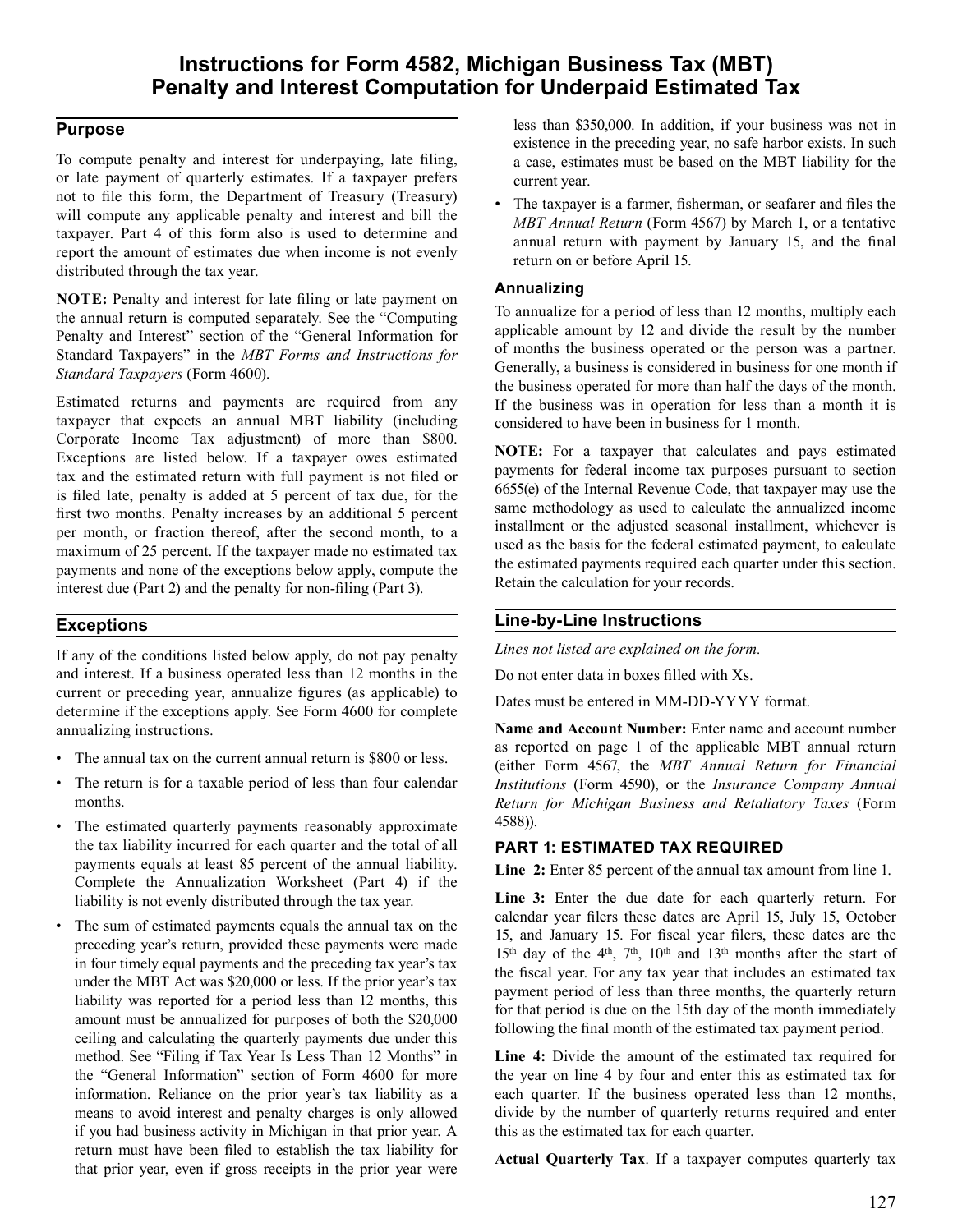# Instructions for Form 4582, Michigan Business Tax (MBT) Penalty and Interest Computation for Underpaid Estimated Tax

## Purpose

To compute penalty and interest for underpaying, late filing, or late payment of quarterly estimates. If a taxpayer prefers not to file this form, the Department of Treasury (Treasury) will compute any applicable penalty and interest and bill the taxpayer. Part 4 of this form also is used to determine and report the amount of estimates due when income is not evenly distributed through the tax year.

**NOTE:** Penalty and interest for late filing or late payment on the annual return is computed separately. See the "Computing Penalty and Interest" section of the "General Information for Standard Taxpayers" in the *MBT Forms and Instructions for Standard Taxpayers* (Form 4600).

Estimated returns and payments are required from any taxpayer that expects an annual MBT liability (including Corporate Income Tax adjustment) of more than $800. Exceptions are listed below. If a taxpayer owes estimated tax and the estimated return with full payment is not filed or is filed late, penalty is added at 5 percent of tax due, for the first two months. Penalty increases by an additional 5 percent per month, or fraction thereof, after the second month, to a maximum of 25 percent. If the taxpayer made no estimated tax payments and none of the exceptions below apply, compute the interest due (Part 2) and the penalty for non-filing (Part 3).

## Exceptions

If any of the conditions listed below apply, do not pay penalty and interest. If a business operated less than 12 months in the current or preceding year, annualize figures (as applicable) to determine if the exceptions apply. See Form 4600 for complete annualizing instructions.

- The annual tax on the current annual return is $800 or less.
- The return is for a taxable period of less than four calendar months.
- The estimated quarterly payments reasonably approximate the tax liability incurred for each quarter and the total of all payments equals at least 85 percent of the annual liability. Complete the Annualization Worksheet (Part 4) if the liability is not evenly distributed through the tax year.
- The sum of estimated payments equals the annual tax on the preceding year's return, provided these payments were made in four timely equal payments and the preceding tax year's tax under the MBT Act was $20,000 or less. If the prior year's tax liability was reported for a period less than 12 months, this amount must be annualized for purposes of both the $20,000 ceiling and calculating the quarterly payments due under this method. See "Filing if Tax Year Is Less Than 12 Months" in the "General Information" section of Form 4600 for more information. Reliance on the prior year's tax liability as a means to avoid interest and penalty charges is only allowed if you had business activity in Michigan in that prior year. A return must have been filed to establish the tax liability for that prior year, even if gross receipts in the prior year were less than $350,000. In addition, if your business was not in existence in the preceding year, no safe harbor exists. In such a case, estimates must be based on the MBT liability for the current year.
- The taxpayer is a farmer, fisherman, or seafarer and files the *MBT Annual Return* (Form 4567) by March 1, or a tentative annual return with payment by January 15, and the final return on or before April 15.

### Annualizing

To annualize for a period of less than 12 months, multiply each applicable amount by 12 and divide the result by the number of months the business operated or the person was a partner. Generally, a business is considered in business for one month if the business operated for more than half the days of the month. If the business was in operation for less than a month it is considered to have been in business for 1 month.

**NOTE:** For a taxpayer that calculates and pays estimated payments for federal income tax purposes pursuant to section 6655(e) of the Internal Revenue Code, that taxpayer may use the same methodology as used to calculate the annualized income installment or the adjusted seasonal installment, whichever is used as the basis for the federal estimated payment, to calculate the estimated payments required each quarter under this section. Retain the calculation for your records.

## Line-by-Line Instructions

*Lines not listed are explained on the form.*

Do not enter data in boxes filled with Xs.

Dates must be entered in MM-DD-YYYY format.

**Name and Account Number:** Enter name and account number as reported on page 1 of the applicable MBT annual return (either Form 4567, the *MBT Annual Return for Financial Institutions* (Form 4590), or the *Insurance Company Annual Return for Michigan Business and Retaliatory Taxes* (Form 4588)).

### PART 1: ESTIMATED TAX REQUIRED

**Line 2:** Enter 85 percent of the annual tax amount from line 1.

**Line 3:** Enter the due date for each quarterly return. For calendar year filers these dates are April 15, July 15, October 15, and January 15. For fiscal year filers, these dates are the 15th day of the 4th, 7th, 10th and 13th months after the start of the fiscal year. For any tax year that includes an estimated tax payment period of less than three months, the quarterly return for that period is due on the 15th day of the month immediately following the final month of the estimated tax payment period.

**Line 4:** Divide the amount of the estimated tax required for the year on line 4 by four and enter this as estimated tax for each quarter. If the business operated less than 12 months, divide by the number of quarterly returns required and enter this as the estimated tax for each quarter.

**Actual Quarterly Tax**. If a taxpayer computes quarterly tax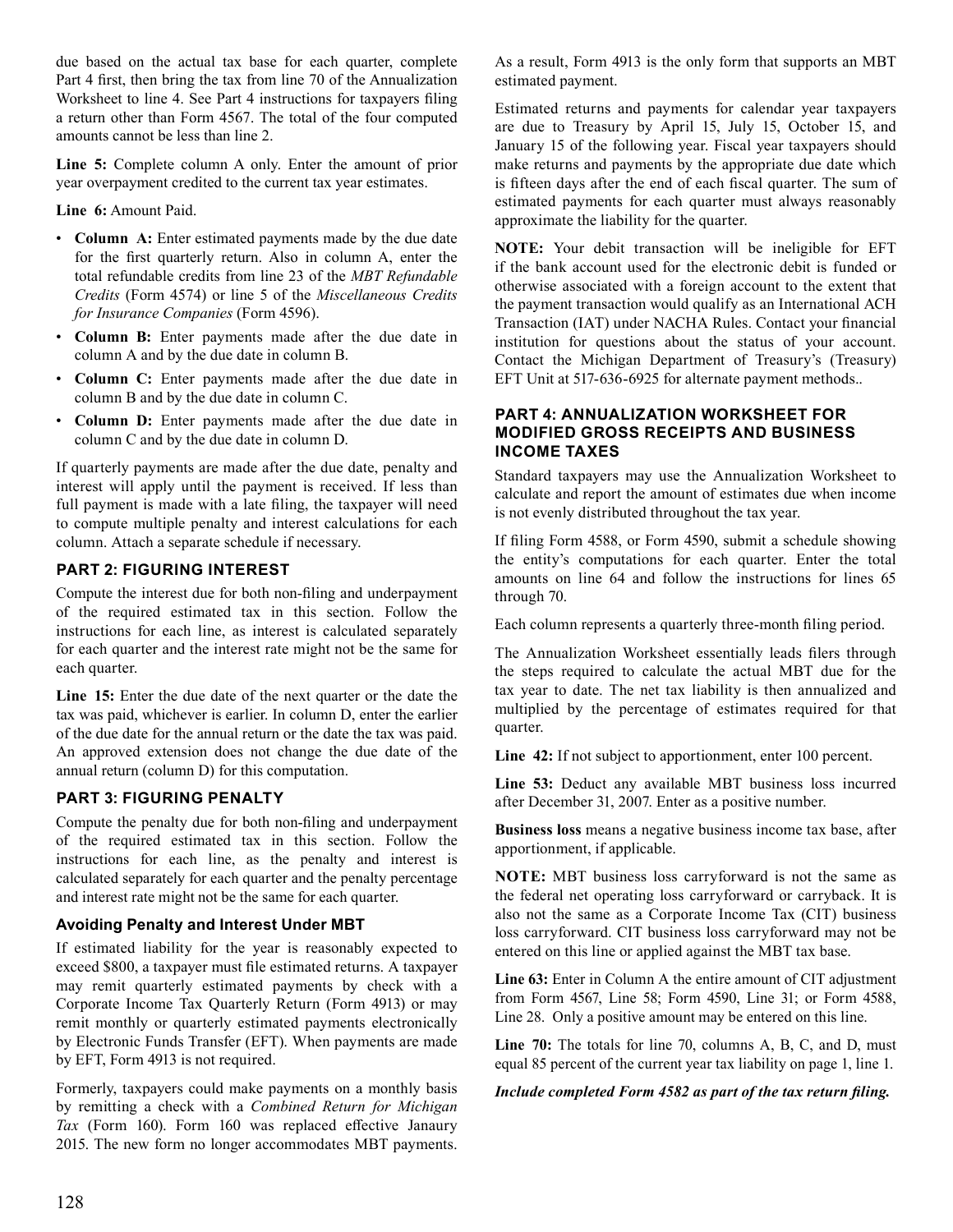due based on the actual tax base for each quarter, complete Part 4 first, then bring the tax from line 70 of the Annualization Worksheet to line 4. See Part 4 instructions for taxpayers filing a return other than Form 4567. The total of the four computed amounts cannot be less than line 2.

**Line 5:** Complete column A only. Enter the amount of prior year overpayment credited to the current tax year estimates.

**Line 6:** Amount Paid.

- **Column A:** Enter estimated payments made by the due date for the first quarterly return. Also in column A, enter the total refundable credits from line 23 of the *MBT Refundable Credits* (Form 4574) or line 5 of the *Miscellaneous Credits for Insurance Companies* (Form 4596).
- **Column B:** Enter payments made after the due date in column A and by the due date in column B.
- **Column C:** Enter payments made after the due date in column B and by the due date in column C.
- **Column D:** Enter payments made after the due date in column C and by the due date in column D.

If quarterly payments are made after the due date, penalty and interest will apply until the payment is received. If less than full payment is made with a late filing, the taxpayer will need to compute multiple penalty and interest calculations for each column. Attach a separate schedule if necessary.

### PART 2: FIGURING INTEREST

Compute the interest due for both non-filing and underpayment of the required estimated tax in this section. Follow the instructions for each line, as interest is calculated separately for each quarter and the interest rate might not be the same for each quarter.

**Line 15:** Enter the due date of the next quarter or the date the tax was paid, whichever is earlier. In column D, enter the earlier of the due date for the annual return or the date the tax was paid. An approved extension does not change the due date of the annual return (column D) for this computation.

### PART 3: FIGURING PENALTY

Compute the penalty due for both non-filing and underpayment of the required estimated tax in this section. Follow the instructions for each line, as the penalty and interest is calculated separately for each quarter and the penalty percentage and interest rate might not be the same for each quarter.

#### Avoiding Penalty and Interest Under MBT

If estimated liability for the year is reasonably expected to exceed $800, a taxpayer must file estimated returns. A taxpayer may remit quarterly estimated payments by check with a Corporate Income Tax Quarterly Return (Form 4913) or may remit monthly or quarterly estimated payments electronically by Electronic Funds Transfer (EFT). When payments are made by EFT, Form 4913 is not required.

Formerly, taxpayers could make payments on a monthly basis by remitting a check with a *Combined Return for Michigan Tax* (Form 160). Form 160 was replaced effective Janaury 2015. The new form no longer accommodates MBT payments. As a result, Form 4913 is the only form that supports an MBT estimated payment.

Estimated returns and payments for calendar year taxpayers are due to Treasury by April 15, July 15, October 15, and January 15 of the following year. Fiscal year taxpayers should make returns and payments by the appropriate due date which is fifteen days after the end of each fiscal quarter. The sum of estimated payments for each quarter must always reasonably approximate the liability for the quarter.

**NOTE:** Your debit transaction will be ineligible for EFT if the bank account used for the electronic debit is funded or otherwise associated with a foreign account to the extent that the payment transaction would qualify as an International ACH Transaction (IAT) under NACHA Rules. Contact your financial institution for questions about the status of your account. Contact the Michigan Department of Treasury's (Treasury) EFT Unit at 517-636-6925 for alternate payment methods..

### PART 4: ANNUALIZATION WORKSHEET FOR MODIFIED GROSS RECEIPTS AND BUSINESS INCOME TAXES

Standard taxpayers may use the Annualization Worksheet to calculate and report the amount of estimates due when income is not evenly distributed throughout the tax year.

If filing Form 4588, or Form 4590, submit a schedule showing the entity's computations for each quarter. Enter the total amounts on line 64 and follow the instructions for lines 65 through 70.

Each column represents a quarterly three-month filing period.

The Annualization Worksheet essentially leads filers through the steps required to calculate the actual MBT due for the tax year to date. The net tax liability is then annualized and multiplied by the percentage of estimates required for that quarter.

**Line 42:** If not subject to apportionment, enter 100 percent.

**Line 53:** Deduct any available MBT business loss incurred after December 31, 2007. Enter as a positive number.

**Business loss** means a negative business income tax base, after apportionment, if applicable.

**NOTE:** MBT business loss carryforward is not the same as the federal net operating loss carryforward or carryback. It is also not the same as a Corporate Income Tax (CIT) business loss carryforward. CIT business loss carryforward may not be entered on this line or applied against the MBT tax base.

**Line 63:** Enter in Column A the entire amount of CIT adjustment from Form 4567, Line 58; Form 4590, Line 31; or Form 4588, Line 28. Only a positive amount may be entered on this line.

**Line 70:** The totals for line 70, columns A, B, C, and D, must equal 85 percent of the current year tax liability on page 1, line 1.

***Include completed Form 4582 as part of the tax return filing.***